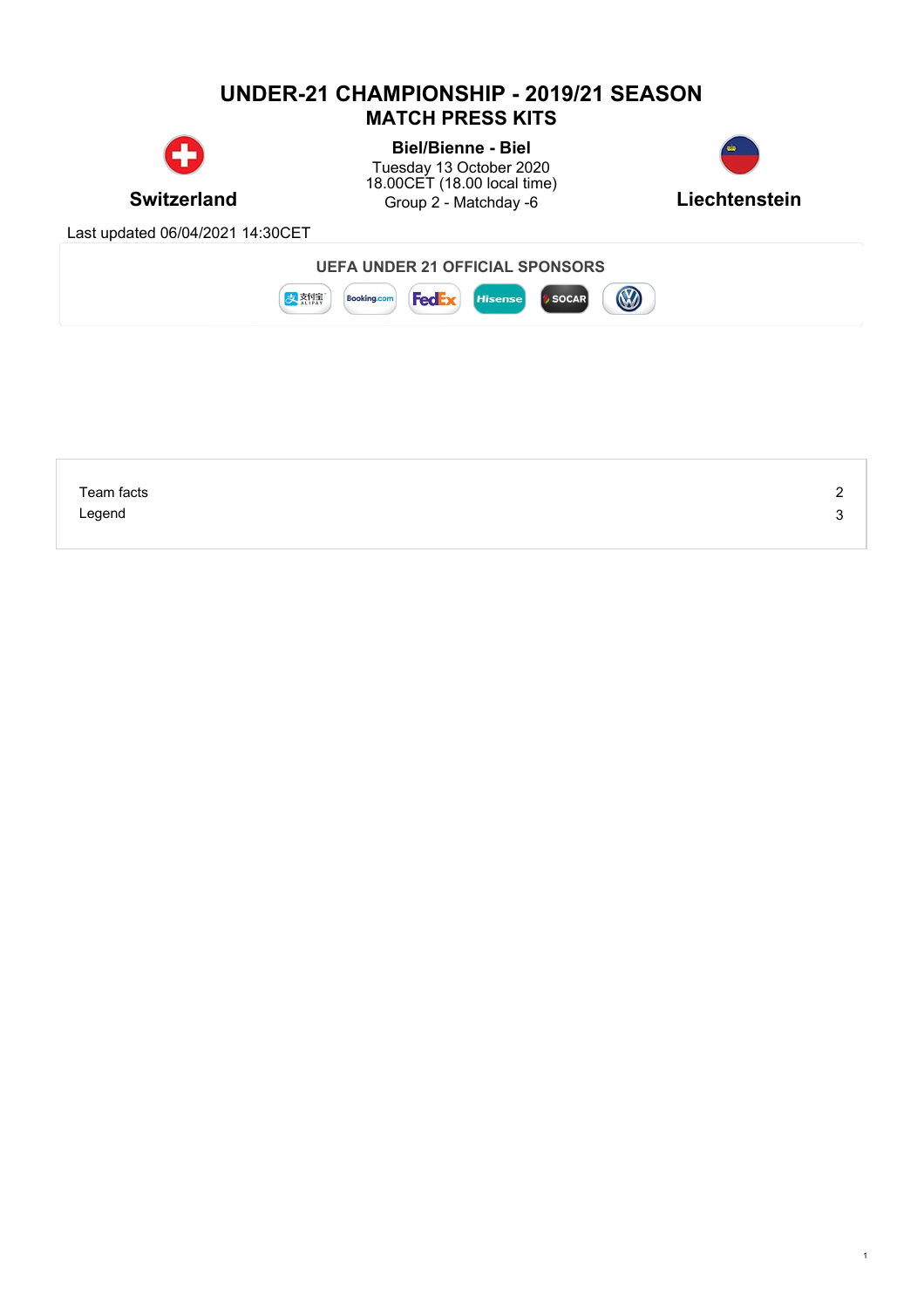# UNDER-21 CHAMPIONSHIP - 2019/21 SEASON

## MATCH PRESS KITS

**Switzerland**

**Biel/Bienne - Biel**
Tuesday 13 October 2020
18.00CET (18.00 local time)
Group 2 - Matchday -6

**Liechtenstein**

Last updated 06/04/2021 14:30CET

**UEFA UNDER 21 OFFICIAL SPONSORS**

| | |
|---|---|
| Team facts | 2 |
| Legend | 3 |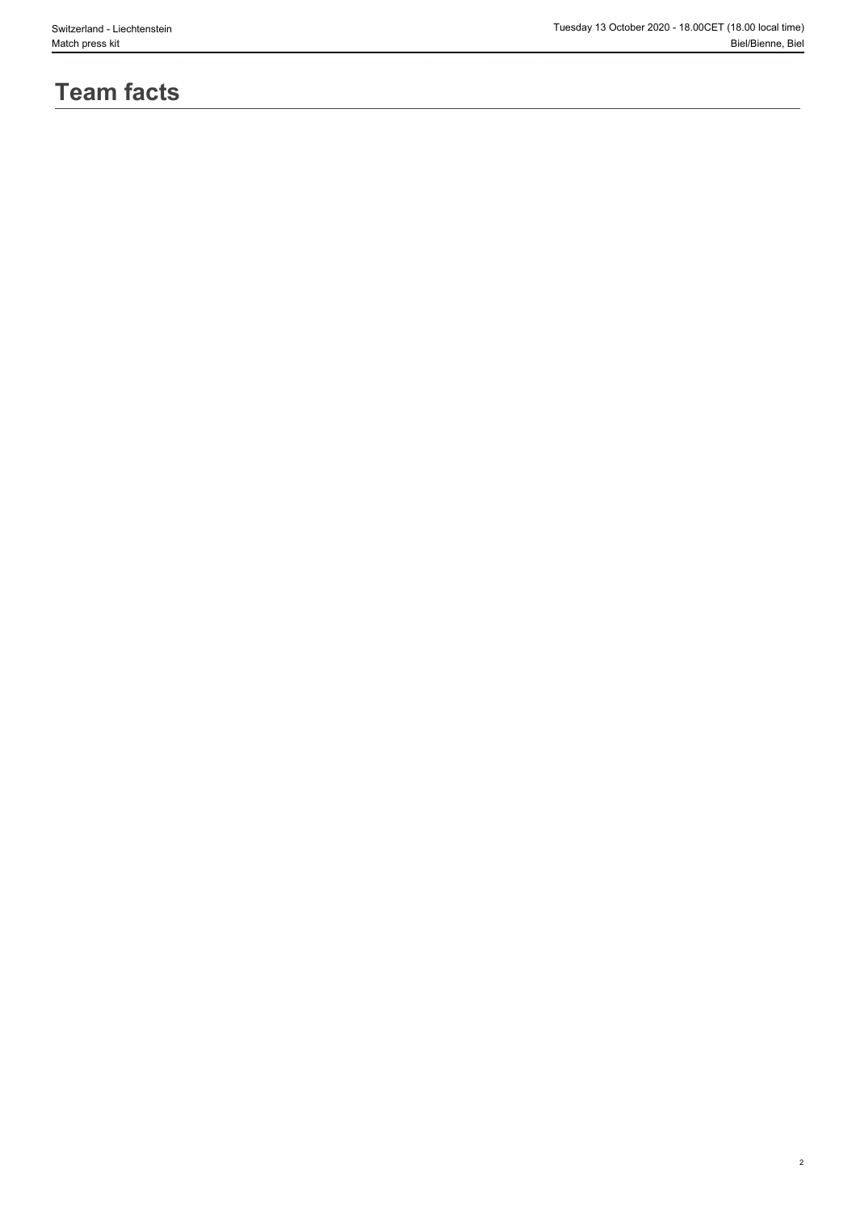# Team facts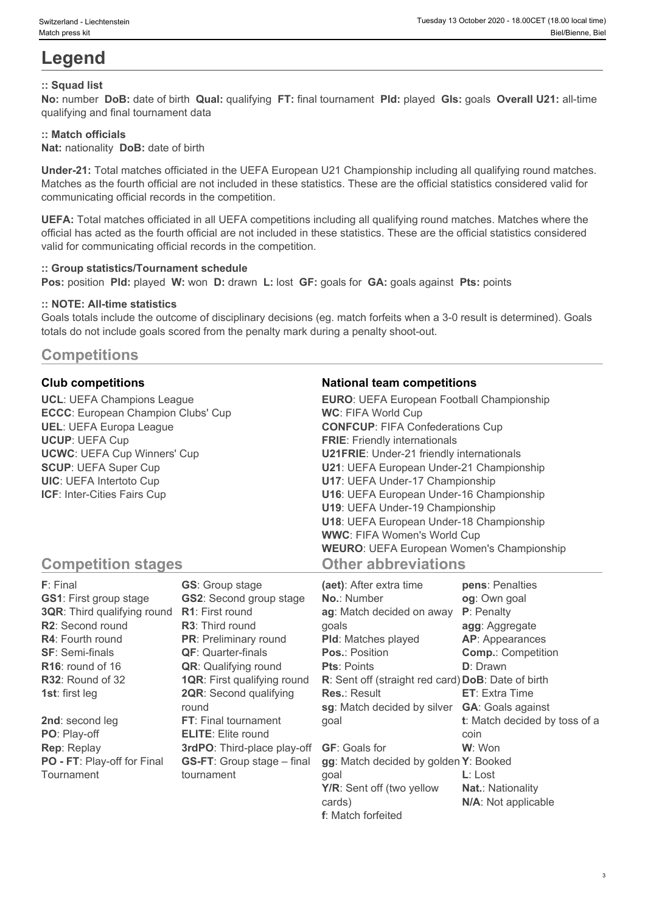# Legend

**:: Squad list**

**No:** number **DoB:** date of birth **Qual:** qualifying **FT:** final tournament **Pld:** played **Gls:** goals **Overall U21:** all-time qualifying and final tournament data

**:: Match officials**

**Nat:** nationality **DoB:** date of birth

**Under-21:** Total matches officiated in the UEFA European U21 Championship including all qualifying round matches. Matches as the fourth official are not included in these statistics. These are the official statistics considered valid for communicating official records in the competition.

**UEFA:** Total matches officiated in all UEFA competitions including all qualifying round matches. Matches where the official has acted as the fourth official are not included in these statistics. These are the official statistics considered valid for communicating official records in the competition.

**:: Group statistics/Tournament schedule**

**Pos:** position **Pld:** played **W:** won **D:** drawn **L:** lost **GF:** goals for **GA:** goals against **Pts:** points

**:: NOTE: All-time statistics**

Goals totals include the outcome of disciplinary decisions (eg. match forfeits when a 3-0 result is determined). Goals totals do not include goals scored from the penalty mark during a penalty shoot-out.

## Competitions

### Club competitions

**UCL**: UEFA Champions League
**ECCC**: European Champion Clubs' Cup
**UEL**: UEFA Europa League
**UCUP**: UEFA Cup
**UCWC**: UEFA Cup Winners' Cup
**SCUP**: UEFA Super Cup
**UIC**: UEFA Intertoto Cup
**ICF**: Inter-Cities Fairs Cup

### National team competitions

**EURO**: UEFA European Football Championship
**WC**: FIFA World Cup
**CONFCUP**: FIFA Confederations Cup
**FRIE**: Friendly internationals
**U21FRIE**: Under-21 friendly internationals
**U21**: UEFA European Under-21 Championship
**U17**: UEFA Under-17 Championship
**U16**: UEFA European Under-16 Championship
**U19**: UEFA Under-19 Championship
**U18**: UEFA European Under-18 Championship
**WWC**: FIFA Women's World Cup
**WEURO**: UEFA European Women's Championship

## Competition stages

**F**: Final
**GS1**: First group stage
**3QR**: Third qualifying round
**R2**: Second round
**R4**: Fourth round
**SF**: Semi-finals
**R16**: round of 16
**R32**: Round of 32
**1st**: first leg
**2nd**: second leg
**PO**: Play-off
**Rep**: Replay
**PO - FT**: Play-off for Final Tournament
**GS**: Group stage
**GS2**: Second group stage
**R1**: First round
**R3**: Third round
**PR**: Preliminary round
**QF**: Quarter-finals
**QR**: Qualifying round
**1QR**: First qualifying round
**2QR**: Second qualifying round
**FT**: Final tournament
**ELITE**: Elite round
**3rdPO**: Third-place play-off
**GS-FT**: Group stage – final tournament

## Other abbreviations

**(aet)**: After extra time
**No.**: Number
**ag**: Match decided on away goals
**Pld**: Matches played
**Pos.**: Position
**Pts**: Points
**R**: Sent off (straight red card)
**Res.**: Result
**sg**: Match decided by silver goal
**GF**: Goals for
**gg**: Match decided by golden goal
**Y/R**: Sent off (two yellow cards)
**f**: Match forfeited
**pens**: Penalties
**og**: Own goal
**P**: Penalty
**agg**: Aggregate
**AP**: Appearances
**Comp.**: Competition
**D**: Drawn
**DoB**: Date of birth
**ET**: Extra Time
**GA**: Goals against
**t**: Match decided by toss of a coin
**W**: Won
**Y**: Booked
**L**: Lost
**Nat.**: Nationality
**N/A**: Not applicable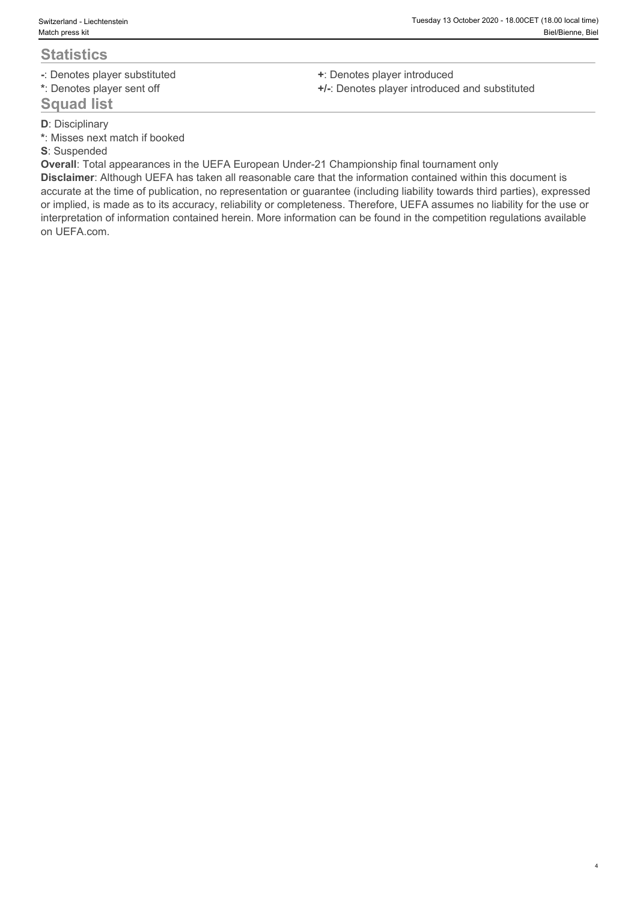## Statistics

**-**: Denotes player substituted

**+**: Denotes player introduced

**\***: Denotes player sent off

**+/-**: Denotes player introduced and substituted

## Squad list

**D**: Disciplinary

**\***: Misses next match if booked

**S**: Suspended

**Overall**: Total appearances in the UEFA European Under-21 Championship final tournament only

**Disclaimer**: Although UEFA has taken all reasonable care that the information contained within this document is accurate at the time of publication, no representation or guarantee (including liability towards third parties), expressed or implied, is made as to its accuracy, reliability or completeness. Therefore, UEFA assumes no liability for the use or interpretation of information contained herein. More information can be found in the competition regulations available on UEFA.com.